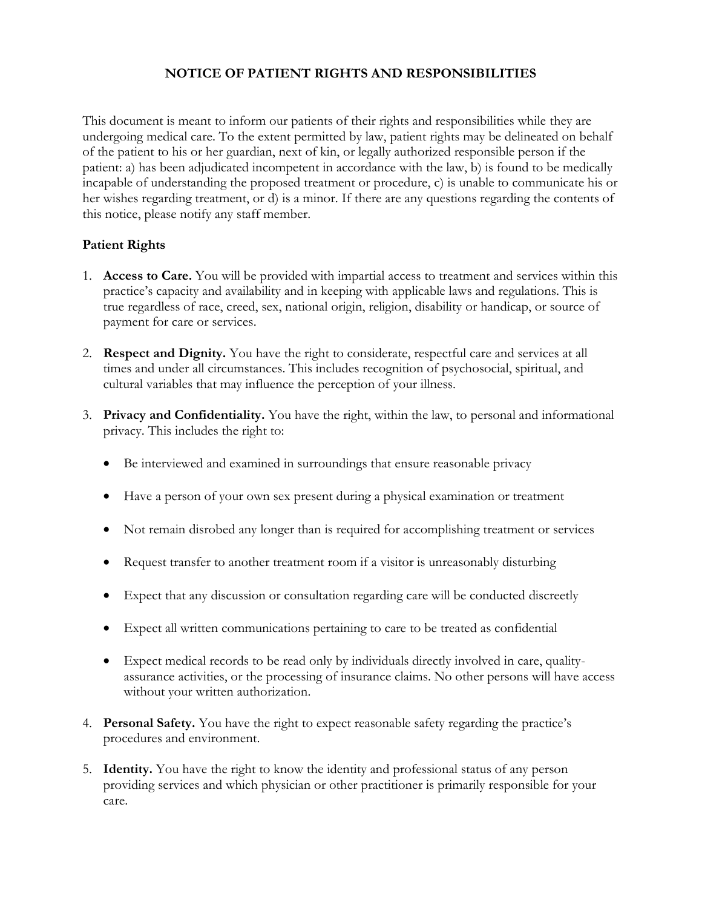# NOTICE OF PATIENT RIGHTS AND RESPONSIBILITIES

This document is meant to inform our patients of their rights and responsibilities while they are undergoing medical care. To the extent permitted by law, patient rights may be delineated on behalf of the patient to his or her guardian, next of kin, or legally authorized responsible person if the patient: a) has been adjudicated incompetent in accordance with the law, b) is found to be medically incapable of understanding the proposed treatment or procedure, c) is unable to communicate his or her wishes regarding treatment, or d) is a minor. If there are any questions regarding the contents of this notice, please notify any staff member.

## Patient Rights

1. **Access to Care.** You will be provided with impartial access to treatment and services within this practice's capacity and availability and in keeping with applicable laws and regulations. This is true regardless of race, creed, sex, national origin, religion, disability or handicap, or source of payment for care or services.

2. **Respect and Dignity.** You have the right to considerate, respectful care and services at all times and under all circumstances. This includes recognition of psychosocial, spiritual, and cultural variables that may influence the perception of your illness.

3. **Privacy and Confidentiality.** You have the right, within the law, to personal and informational privacy. This includes the right to:

   - Be interviewed and examined in surroundings that ensure reasonable privacy
   - Have a person of your own sex present during a physical examination or treatment
   - Not remain disrobed any longer than is required for accomplishing treatment or services
   - Request transfer to another treatment room if a visitor is unreasonably disturbing
   - Expect that any discussion or consultation regarding care will be conducted discreetly
   - Expect all written communications pertaining to care to be treated as confidential
   - Expect medical records to be read only by individuals directly involved in care, quality-assurance activities, or the processing of insurance claims. No other persons will have access without your written authorization.

4. **Personal Safety.** You have the right to expect reasonable safety regarding the practice's procedures and environment.

5. **Identity.** You have the right to know the identity and professional status of any person providing services and which physician or other practitioner is primarily responsible for your care.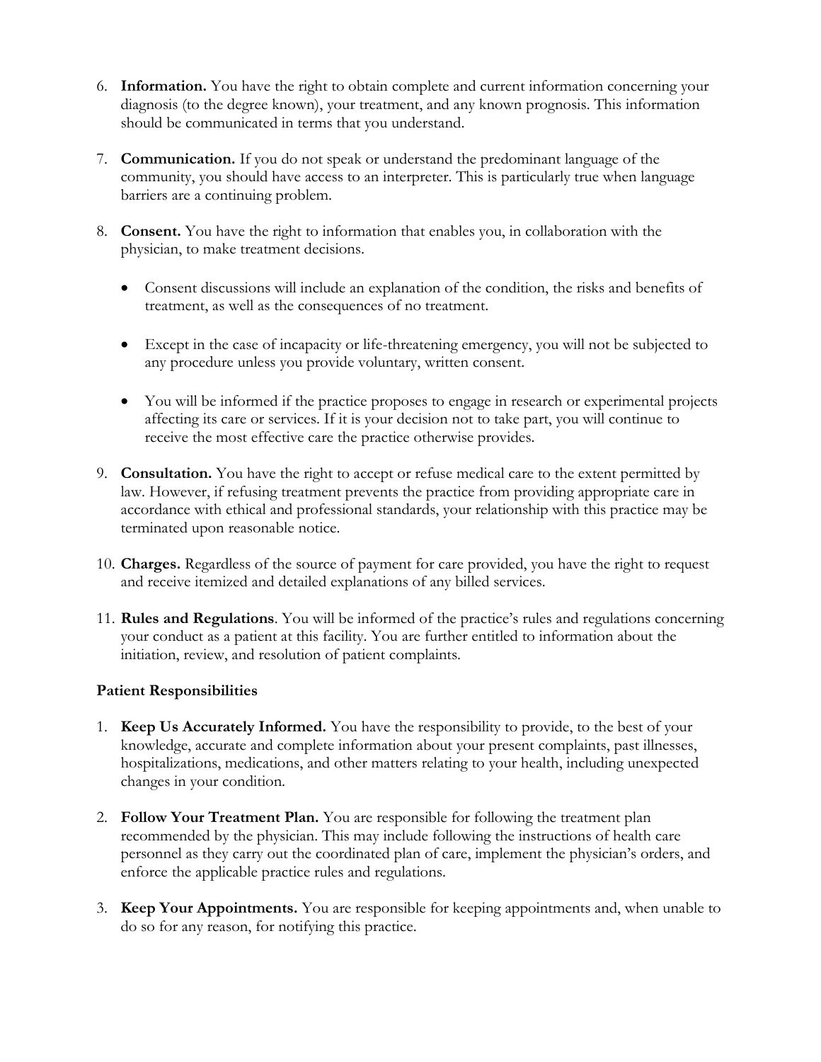6. **Information.** You have the right to obtain complete and current information concerning your diagnosis (to the degree known), your treatment, and any known prognosis. This information should be communicated in terms that you understand.

7. **Communication.** If you do not speak or understand the predominant language of the community, you should have access to an interpreter. This is particularly true when language barriers are a continuing problem.

8. **Consent.** You have the right to information that enables you, in collaboration with the physician, to make treatment decisions.

   - Consent discussions will include an explanation of the condition, the risks and benefits of treatment, as well as the consequences of no treatment.

   - Except in the case of incapacity or life-threatening emergency, you will not be subjected to any procedure unless you provide voluntary, written consent.

   - You will be informed if the practice proposes to engage in research or experimental projects affecting its care or services. If it is your decision not to take part, you will continue to receive the most effective care the practice otherwise provides.

9. **Consultation.** You have the right to accept or refuse medical care to the extent permitted by law. However, if refusing treatment prevents the practice from providing appropriate care in accordance with ethical and professional standards, your relationship with this practice may be terminated upon reasonable notice.

10. **Charges.** Regardless of the source of payment for care provided, you have the right to request and receive itemized and detailed explanations of any billed services.

11. **Rules and Regulations**. You will be informed of the practice's rules and regulations concerning your conduct as a patient at this facility. You are further entitled to information about the initiation, review, and resolution of patient complaints.

**Patient Responsibilities**

1. **Keep Us Accurately Informed.** You have the responsibility to provide, to the best of your knowledge, accurate and complete information about your present complaints, past illnesses, hospitalizations, medications, and other matters relating to your health, including unexpected changes in your condition.

2. **Follow Your Treatment Plan.** You are responsible for following the treatment plan recommended by the physician. This may include following the instructions of health care personnel as they carry out the coordinated plan of care, implement the physician's orders, and enforce the applicable practice rules and regulations.

3. **Keep Your Appointments.** You are responsible for keeping appointments and, when unable to do so for any reason, for notifying this practice.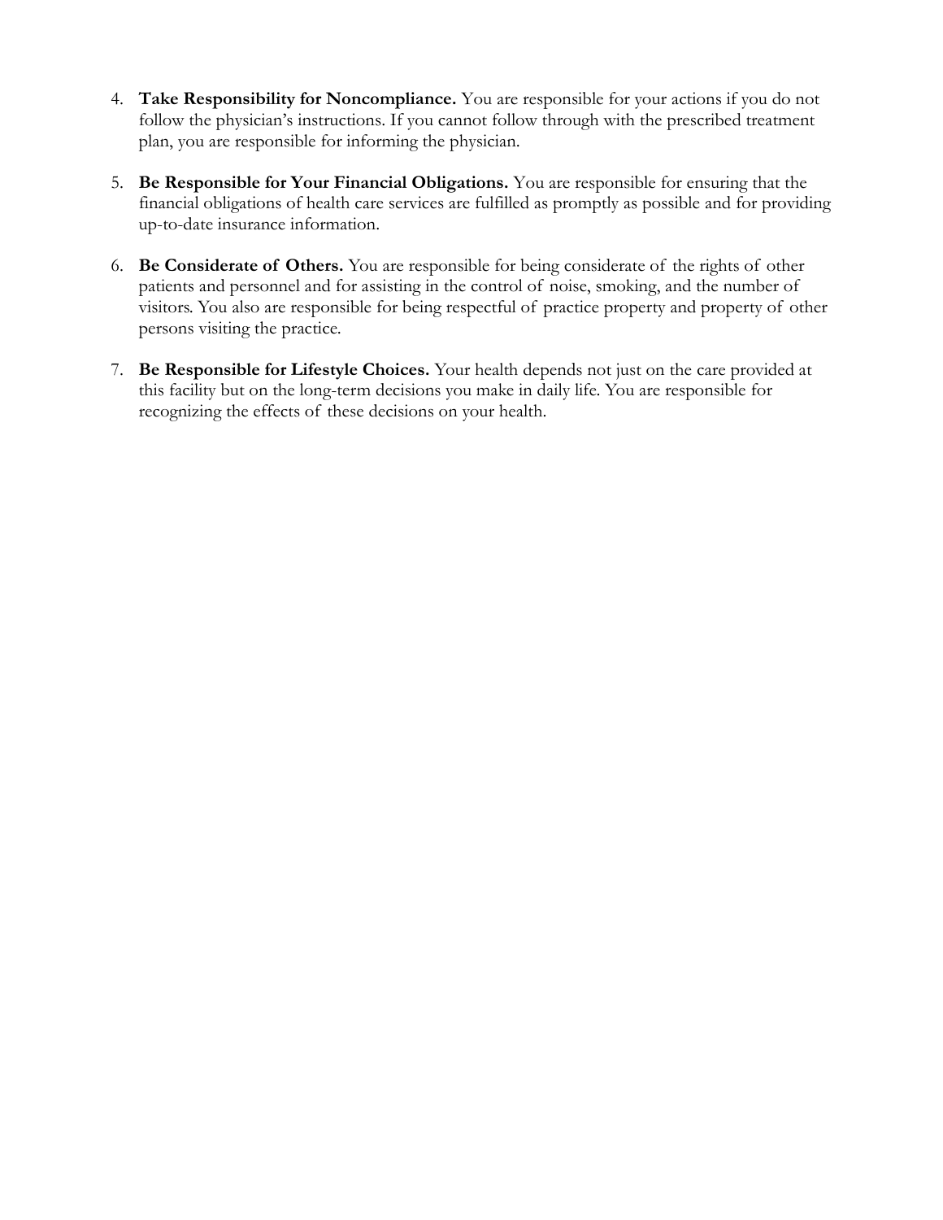4. **Take Responsibility for Noncompliance.** You are responsible for your actions if you do not follow the physician's instructions. If you cannot follow through with the prescribed treatment plan, you are responsible for informing the physician.

5. **Be Responsible for Your Financial Obligations.** You are responsible for ensuring that the financial obligations of health care services are fulfilled as promptly as possible and for providing up-to-date insurance information.

6. **Be Considerate of Others.** You are responsible for being considerate of the rights of other patients and personnel and for assisting in the control of noise, smoking, and the number of visitors. You also are responsible for being respectful of practice property and property of other persons visiting the practice.

7. **Be Responsible for Lifestyle Choices.** Your health depends not just on the care provided at this facility but on the long-term decisions you make in daily life. You are responsible for recognizing the effects of these decisions on your health.